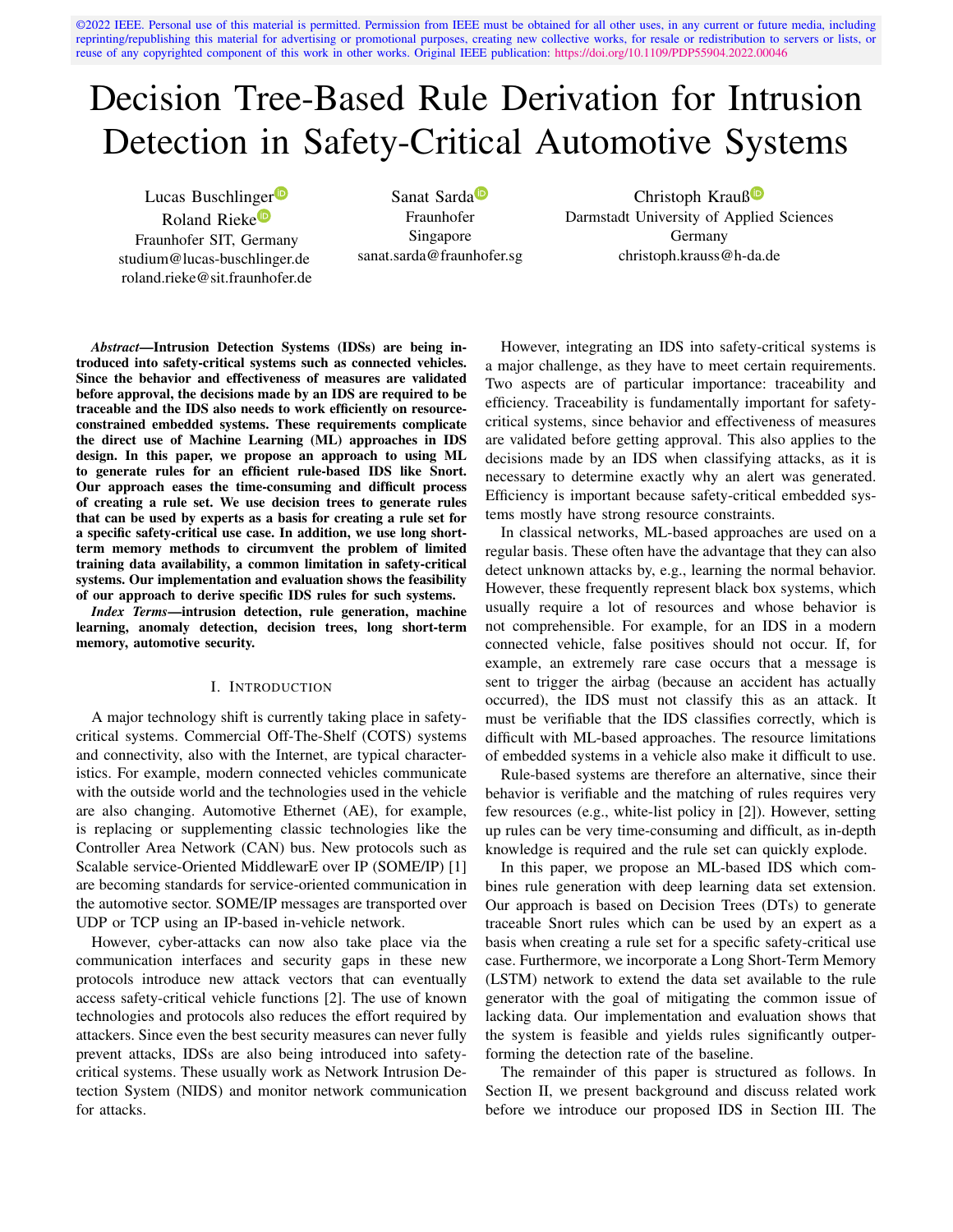©2022 IEEE. Personal use of this material is permitted. Permission from IEEE must be obtained for all other uses, in any current or future media, including reprinting/republishing this material for advertising or promotional purposes, creating new collective works, for resale or redistribution to servers or lists, or reuse of any copyrighted component of this work in other works. Original IEEE publication: https://doi.org/10.1109/PDP55904.2022.00046

# Decision Tree-Based Rule Derivation for Intrusion Detection in Safety-Critical Automotive Systems

Lucas Buschlinger
Roland Rieke
Fraunhofer SIT, Germany
studium@lucas-buschlinger.de
roland.rieke@sit.fraunhofer.de

Sanat Sarda
Fraunhofer
Singapore
sanat.sarda@fraunhofer.sg

Christoph Krauß
Darmstadt University of Applied Sciences
Germany
christoph.krauss@h-da.de

***Abstract*—Intrusion Detection Systems (IDSs) are being introduced into safety-critical systems such as connected vehicles. Since the behavior and effectiveness of measures are validated before approval, the decisions made by an IDS are required to be traceable and the IDS also needs to work efficiently on resource-constrained embedded systems. These requirements complicate the direct use of Machine Learning (ML) approaches in IDS design. In this paper, we propose an approach to using ML to generate rules for an efficient rule-based IDS like Snort. Our approach eases the time-consuming and difficult process of creating a rule set. We use decision trees to generate rules that can be used by experts as a basis for creating a rule set for a specific safety-critical use case. In addition, we use long short-term memory methods to circumvent the problem of limited training data availability, a common limitation in safety-critical systems. Our implementation and evaluation shows the feasibility of our approach to derive specific IDS rules for such systems.**

***Index Terms*—intrusion detection, rule generation, machine learning, anomaly detection, decision trees, long short-term memory, automotive security.**

## I. Introduction

A major technology shift is currently taking place in safety-critical systems. Commercial Off-The-Shelf (COTS) systems and connectivity, also with the Internet, are typical characteristics. For example, modern connected vehicles communicate with the outside world and the technologies used in the vehicle are also changing. Automotive Ethernet (AE), for example, is replacing or supplementing classic technologies like the Controller Area Network (CAN) bus. New protocols such as Scalable service-Oriented MiddlewarE over IP (SOME/IP) [1] are becoming standards for service-oriented communication in the automotive sector. SOME/IP messages are transported over UDP or TCP using an IP-based in-vehicle network.

However, cyber-attacks can now also take place via the communication interfaces and security gaps in these new protocols introduce new attack vectors that can eventually access safety-critical vehicle functions [2]. The use of known technologies and protocols also reduces the effort required by attackers. Since even the best security measures can never fully prevent attacks, IDSs are also being introduced into safety-critical systems. These usually work as Network Intrusion Detection System (NIDS) and monitor network communication for attacks.

However, integrating an IDS into safety-critical systems is a major challenge, as they have to meet certain requirements. Two aspects are of particular importance: traceability and efficiency. Traceability is fundamentally important for safety-critical systems, since behavior and effectiveness of measures are validated before getting approval. This also applies to the decisions made by an IDS when classifying attacks, as it is necessary to determine exactly why an alert was generated. Efficiency is important because safety-critical embedded systems mostly have strong resource constraints.

In classical networks, ML-based approaches are used on a regular basis. These often have the advantage that they can also detect unknown attacks by, e.g., learning the normal behavior. However, these frequently represent black box systems, which usually require a lot of resources and whose behavior is not comprehensible. For example, for an IDS in a modern connected vehicle, false positives should not occur. If, for example, an extremely rare case occurs that a message is sent to trigger the airbag (because an accident has actually occurred), the IDS must not classify this as an attack. It must be verifiable that the IDS classifies correctly, which is difficult with ML-based approaches. The resource limitations of embedded systems in a vehicle also make it difficult to use.

Rule-based systems are therefore an alternative, since their behavior is verifiable and the matching of rules requires very few resources (e.g., white-list policy in [2]). However, setting up rules can be very time-consuming and difficult, as in-depth knowledge is required and the rule set can quickly explode.

In this paper, we propose an ML-based IDS which combines rule generation with deep learning data set extension. Our approach is based on Decision Trees (DTs) to generate traceable Snort rules which can be used by an expert as a basis when creating a rule set for a specific safety-critical use case. Furthermore, we incorporate a Long Short-Term Memory (LSTM) network to extend the data set available to the rule generator with the goal of mitigating the common issue of lacking data. Our implementation and evaluation shows that the system is feasible and yields rules significantly outperforming the detection rate of the baseline.

The remainder of this paper is structured as follows. In Section II, we present background and discuss related work before we introduce our proposed IDS in Section III. The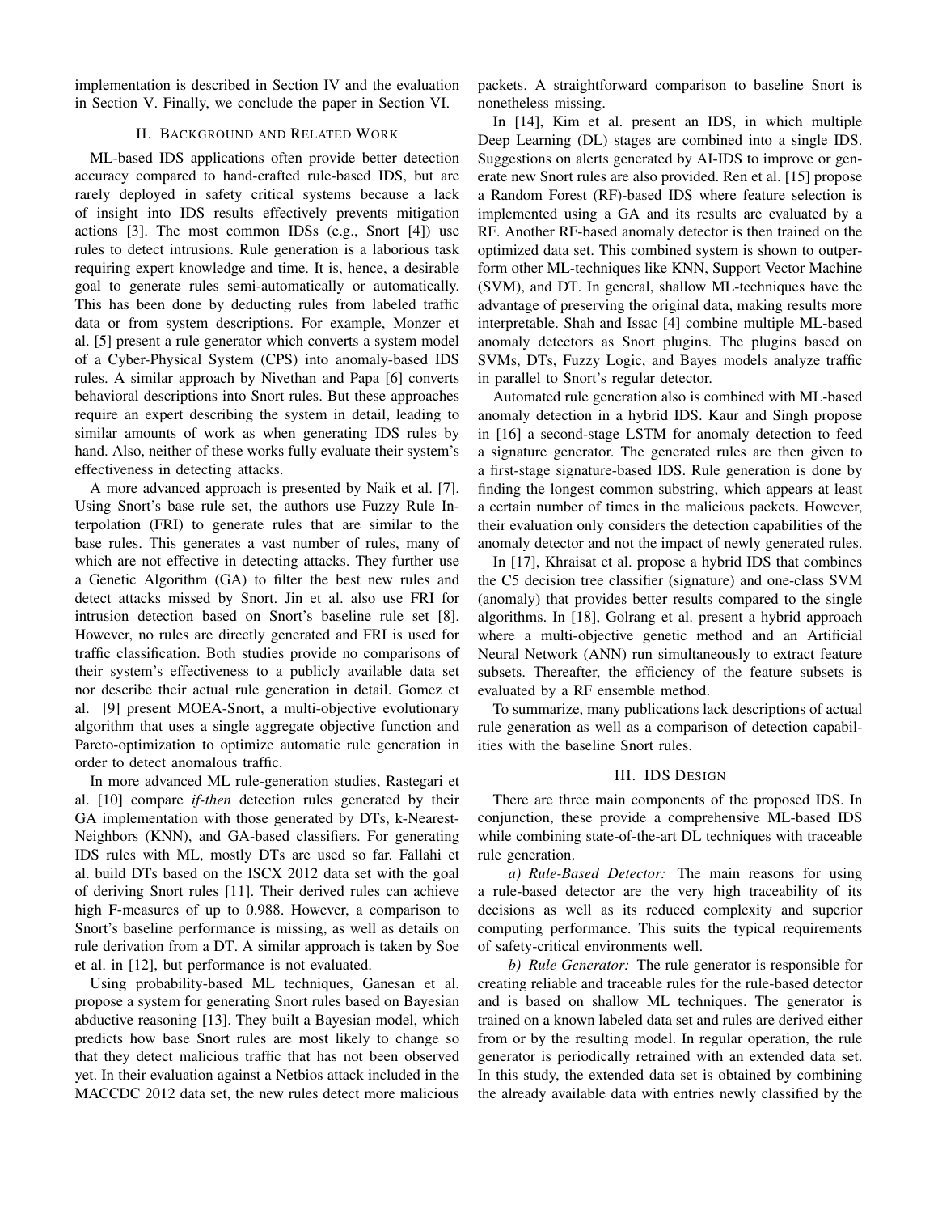implementation is described in Section IV and the evaluation in Section V. Finally, we conclude the paper in Section VI.

## II. Background and Related Work

ML-based IDS applications often provide better detection accuracy compared to hand-crafted rule-based IDS, but are rarely deployed in safety critical systems because a lack of insight into IDS results effectively prevents mitigation actions [3]. The most common IDSs (e.g., Snort [4]) use rules to detect intrusions. Rule generation is a laborious task requiring expert knowledge and time. It is, hence, a desirable goal to generate rules semi-automatically or automatically. This has been done by deducting rules from labeled traffic data or from system descriptions. For example, Monzer et al. [5] present a rule generator which converts a system model of a Cyber-Physical System (CPS) into anomaly-based IDS rules. A similar approach by Nivethan and Papa [6] converts behavioral descriptions into Snort rules. But these approaches require an expert describing the system in detail, leading to similar amounts of work as when generating IDS rules by hand. Also, neither of these works fully evaluate their system's effectiveness in detecting attacks.

A more advanced approach is presented by Naik et al. [7]. Using Snort's base rule set, the authors use Fuzzy Rule Interpolation (FRI) to generate rules that are similar to the base rules. This generates a vast number of rules, many of which are not effective in detecting attacks. They further use a Genetic Algorithm (GA) to filter the best new rules and detect attacks missed by Snort. Jin et al. also use FRI for intrusion detection based on Snort's baseline rule set [8]. However, no rules are directly generated and FRI is used for traffic classification. Both studies provide no comparisons of their system's effectiveness to a publicly available data set nor describe their actual rule generation in detail. Gomez et al. [9] present MOEA-Snort, a multi-objective evolutionary algorithm that uses a single aggregate objective function and Pareto-optimization to optimize automatic rule generation in order to detect anomalous traffic.

In more advanced ML rule-generation studies, Rastegari et al. [10] compare *if-then* detection rules generated by their GA implementation with those generated by DTs, k-Nearest-Neighbors (KNN), and GA-based classifiers. For generating IDS rules with ML, mostly DTs are used so far. Fallahi et al. build DTs based on the ISCX 2012 data set with the goal of deriving Snort rules [11]. Their derived rules can achieve high F-measures of up to 0.988. However, a comparison to Snort's baseline performance is missing, as well as details on rule derivation from a DT. A similar approach is taken by Soe et al. in [12], but performance is not evaluated.

Using probability-based ML techniques, Ganesan et al. propose a system for generating Snort rules based on Bayesian abductive reasoning [13]. They built a Bayesian model, which predicts how base Snort rules are most likely to change so that they detect malicious traffic that has not been observed yet. In their evaluation against a Netbios attack included in the MACCDC 2012 data set, the new rules detect more malicious packets. A straightforward comparison to baseline Snort is nonetheless missing.

In [14], Kim et al. present an IDS, in which multiple Deep Learning (DL) stages are combined into a single IDS. Suggestions on alerts generated by AI-IDS to improve or generate new Snort rules are also provided. Ren et al. [15] propose a Random Forest (RF)-based IDS where feature selection is implemented using a GA and its results are evaluated by a RF. Another RF-based anomaly detector is then trained on the optimized data set. This combined system is shown to outperform other ML-techniques like KNN, Support Vector Machine (SVM), and DT. In general, shallow ML-techniques have the advantage of preserving the original data, making results more interpretable. Shah and Issac [4] combine multiple ML-based anomaly detectors as Snort plugins. The plugins based on SVMs, DTs, Fuzzy Logic, and Bayes models analyze traffic in parallel to Snort's regular detector.

Automated rule generation also is combined with ML-based anomaly detection in a hybrid IDS. Kaur and Singh propose in [16] a second-stage LSTM for anomaly detection to feed a signature generator. The generated rules are then given to a first-stage signature-based IDS. Rule generation is done by finding the longest common substring, which appears at least a certain number of times in the malicious packets. However, their evaluation only considers the detection capabilities of the anomaly detector and not the impact of newly generated rules.

In [17], Khraisat et al. propose a hybrid IDS that combines the C5 decision tree classifier (signature) and one-class SVM (anomaly) that provides better results compared to the single algorithms. In [18], Golrang et al. present a hybrid approach where a multi-objective genetic method and an Artificial Neural Network (ANN) run simultaneously to extract feature subsets. Thereafter, the efficiency of the feature subsets is evaluated by a RF ensemble method.

To summarize, many publications lack descriptions of actual rule generation as well as a comparison of detection capabilities with the baseline Snort rules.

## III. IDS Design

There are three main components of the proposed IDS. In conjunction, these provide a comprehensive ML-based IDS while combining state-of-the-art DL techniques with traceable rule generation.

*a) Rule-Based Detector:* The main reasons for using a rule-based detector are the very high traceability of its decisions as well as its reduced complexity and superior computing performance. This suits the typical requirements of safety-critical environments well.

*b) Rule Generator:* The rule generator is responsible for creating reliable and traceable rules for the rule-based detector and is based on shallow ML techniques. The generator is trained on a known labeled data set and rules are derived either from or by the resulting model. In regular operation, the rule generator is periodically retrained with an extended data set. In this study, the extended data set is obtained by combining the already available data with entries newly classified by the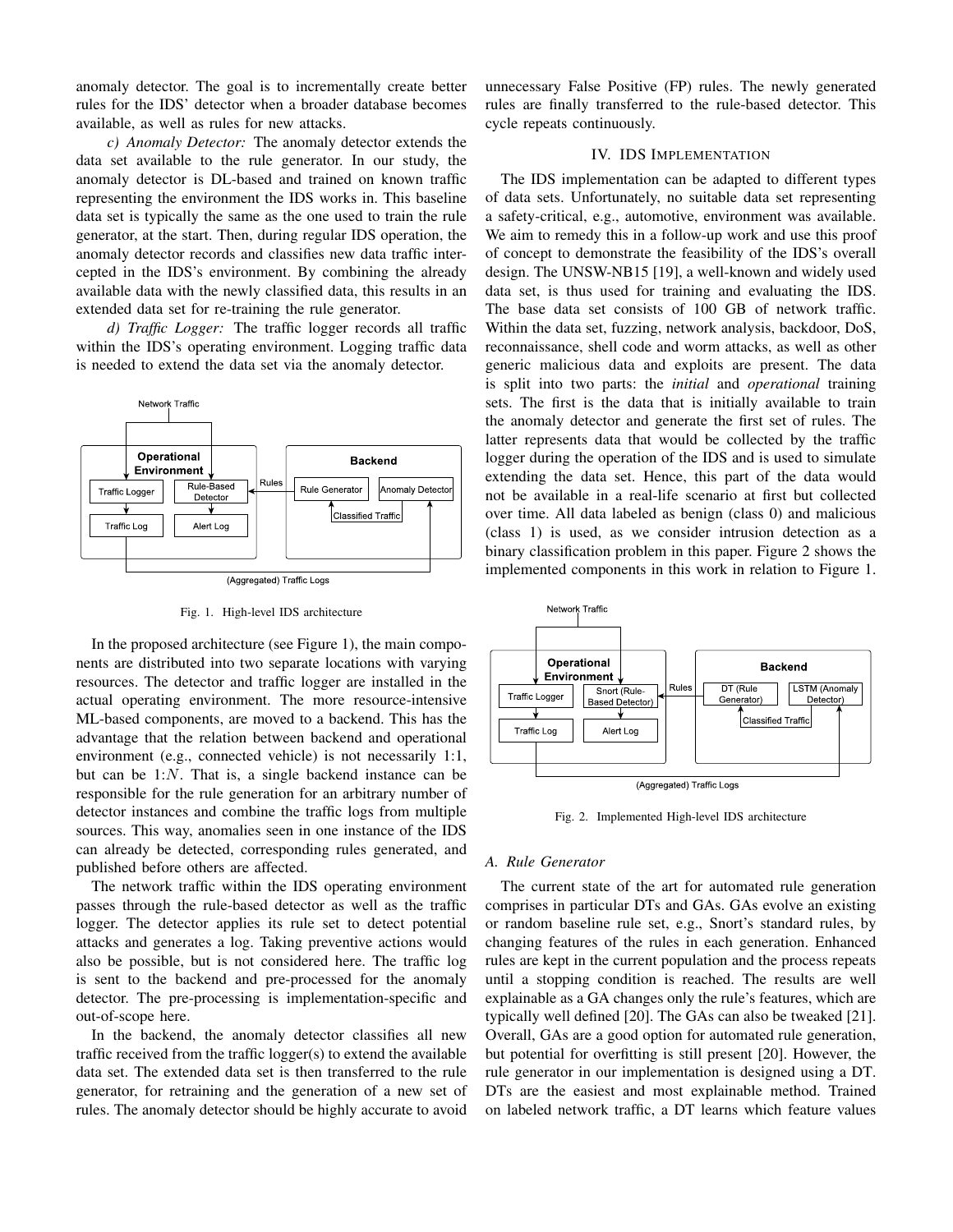anomaly detector. The goal is to incrementally create better rules for the IDS' detector when a broader database becomes available, as well as rules for new attacks.

*c) Anomaly Detector:* The anomaly detector extends the data set available to the rule generator. In our study, the anomaly detector is DL-based and trained on known traffic representing the environment the IDS works in. This baseline data set is typically the same as the one used to train the rule generator, at the start. Then, during regular IDS operation, the anomaly detector records and classifies new data traffic intercepted in the IDS's environment. By combining the already available data with the newly classified data, this results in an extended data set for re-training the rule generator.

*d) Traffic Logger:* The traffic logger records all traffic within the IDS's operating environment. Logging traffic data is needed to extend the data set via the anomaly detector.

Fig. 1. High-level IDS architecture

In the proposed architecture (see Figure 1), the main components are distributed into two separate locations with varying resources. The detector and traffic logger are installed in the actual operating environment. The more resource-intensive ML-based components, are moved to a backend. This has the advantage that the relation between backend and operational environment (e.g., connected vehicle) is not necessarily 1:1, but can be 1:$N$. That is, a single backend instance can be responsible for the rule generation for an arbitrary number of detector instances and combine the traffic logs from multiple sources. This way, anomalies seen in one instance of the IDS can already be detected, corresponding rules generated, and published before others are affected.

The network traffic within the IDS operating environment passes through the rule-based detector as well as the traffic logger. The detector applies its rule set to detect potential attacks and generates a log. Taking preventive actions would also be possible, but is not considered here. The traffic log is sent to the backend and pre-processed for the anomaly detector. The pre-processing is implementation-specific and out-of-scope here.

In the backend, the anomaly detector classifies all new traffic received from the traffic logger(s) to extend the available data set. The extended data set is then transferred to the rule generator, for retraining and the generation of a new set of rules. The anomaly detector should be highly accurate to avoid unnecessary False Positive (FP) rules. The newly generated rules are finally transferred to the rule-based detector. This cycle repeats continuously.

## IV. IDS Implementation

The IDS implementation can be adapted to different types of data sets. Unfortunately, no suitable data set representing a safety-critical, e.g., automotive, environment was available. We aim to remedy this in a follow-up work and use this proof of concept to demonstrate the feasibility of the IDS's overall design. The UNSW-NB15 [19], a well-known and widely used data set, is thus used for training and evaluating the IDS. The base data set consists of 100 GB of network traffic. Within the data set, fuzzing, network analysis, backdoor, DoS, reconnaissance, shell code and worm attacks, as well as other generic malicious data and exploits are present. The data is split into two parts: the *initial* and *operational* training sets. The first is the data that is initially available to train the anomaly detector and generate the first set of rules. The latter represents data that would be collected by the traffic logger during the operation of the IDS and is used to simulate extending the data set. Hence, this part of the data would not be available in a real-life scenario at first but collected over time. All data labeled as benign (class 0) and malicious (class 1) is used, as we consider intrusion detection as a binary classification problem in this paper. Figure 2 shows the implemented components in this work in relation to Figure 1.

Fig. 2. Implemented High-level IDS architecture

### A. Rule Generator

The current state of the art for automated rule generation comprises in particular DTs and GAs. GAs evolve an existing or random baseline rule set, e.g., Snort's standard rules, by changing features of the rules in each generation. Enhanced rules are kept in the current population and the process repeats until a stopping condition is reached. The results are well explainable as a GA changes only the rule's features, which are typically well defined [20]. The GAs can also be tweaked [21]. Overall, GAs are a good option for automated rule generation, but potential for overfitting is still present [20]. However, the rule generator in our implementation is designed using a DT. DTs are the easiest and most explainable method. Trained on labeled network traffic, a DT learns which feature values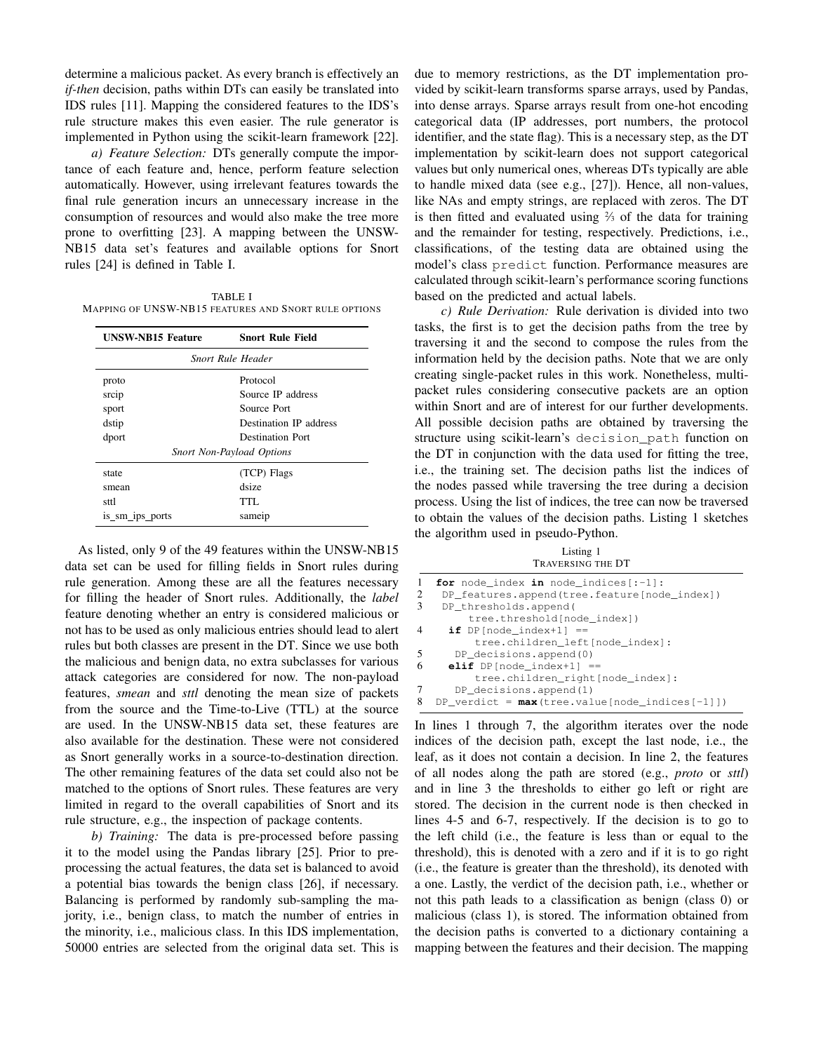determine a malicious packet. As every branch is effectively an *if-then* decision, paths within DTs can easily be translated into IDS rules [11]. Mapping the considered features to the IDS's rule structure makes this even easier. The rule generator is implemented in Python using the scikit-learn framework [22].

*a) Feature Selection:* DTs generally compute the importance of each feature and, hence, perform feature selection automatically. However, using irrelevant features towards the final rule generation incurs an unnecessary increase in the consumption of resources and would also make the tree more prone to overfitting [23]. A mapping between the UNSW-NB15 data set's features and available options for Snort rules [24] is defined in Table I.

TABLE I
MAPPING OF UNSW-NB15 FEATURES AND SNORT RULE OPTIONS

| UNSW-NB15 Feature | Snort Rule Field |
|---|---|
| *Snort Rule Header* | |
| proto | Protocol |
| srcip | Source IP address |
| sport | Source Port |
| dstip | Destination IP address |
| dport | Destination Port |
| *Snort Non-Payload Options* | |
| state | (TCP) Flags |
| smean | dsize |
| sttl | TTL |
| is_sm_ips_ports | sameip |

As listed, only 9 of the 49 features within the UNSW-NB15 data set can be used for filling fields in Snort rules during rule generation. Among these are all the features necessary for filling the header of Snort rules. Additionally, the *label* feature denoting whether an entry is considered malicious or not has to be used as only malicious entries should lead to alert rules but both classes are present in the DT. Since we use both the malicious and benign data, no extra subclasses for various attack categories are considered for now. The non-payload features, *smean* and *sttl* denoting the mean size of packets from the source and the Time-to-Live (TTL) at the source are used. In the UNSW-NB15 data set, these features are also available for the destination. These were not considered as Snort generally works in a source-to-destination direction. The other remaining features of the data set could also not be matched to the options of Snort rules. These features are very limited in regard to the overall capabilities of Snort and its rule structure, e.g., the inspection of package contents.

*b) Training:* The data is pre-processed before passing it to the model using the Pandas library [25]. Prior to pre-processing the actual features, the data set is balanced to avoid a potential bias towards the benign class [26], if necessary. Balancing is performed by randomly sub-sampling the majority, i.e., benign class, to match the number of entries in the minority, i.e., malicious class. In this IDS implementation, 50000 entries are selected from the original data set. This is due to memory restrictions, as the DT implementation provided by scikit-learn transforms sparse arrays, used by Pandas, into dense arrays. Sparse arrays result from one-hot encoding categorical data (IP addresses, port numbers, the protocol identifier, and the state flag). This is a necessary step, as the DT implementation by scikit-learn does not support categorical values but only numerical ones, whereas DTs typically are able to handle mixed data (see e.g., [27]). Hence, all non-values, like NAs and empty strings, are replaced with zeros. The DT is then fitted and evaluated using ⅔ of the data for training and the remainder for testing, respectively. Predictions, i.e., classifications, of the testing data are obtained using the model's class `predict` function. Performance measures are calculated through scikit-learn's performance scoring functions based on the predicted and actual labels.

*c) Rule Derivation:* Rule derivation is divided into two tasks, the first is to get the decision paths from the tree by traversing it and the second to compose the rules from the information held by the decision paths. Note that we are only creating single-packet rules in this work. Nonetheless, multi-packet rules considering consecutive packets are an option within Snort and are of interest for our further developments. All possible decision paths are obtained by traversing the structure using scikit-learn's `decision_path` function on the DT in conjunction with the data used for fitting the tree, i.e., the training set. The decision paths list the indices of the nodes passed while traversing the tree during a decision process. Using the list of indices, the tree can now be traversed to obtain the values of the decision paths. Listing 1 sketches the algorithm used in pseudo-Python.

Listing 1
TRAVERSING THE DT

```
1  for node_index in node_indices[:-1]:
2   DP_features.append(tree.feature[node_index])
3   DP_thresholds.append(
        tree.threshold[node_index])
4    if DP[node_index+1] ==
         tree.children_left[node_index]:
5     DP_decisions.append(0)
6    elif DP[node_index+1] ==
         tree.children_right[node_index]:
7     DP_decisions.append(1)
8  DP_verdict = max(tree.value[node_indices[-1]])
```

In lines 1 through 7, the algorithm iterates over the node indices of the decision path, except the last node, i.e., the leaf, as it does not contain a decision. In line 2, the features of all nodes along the path are stored (e.g., *proto* or *sttl*) and in line 3 the thresholds to either go left or right are stored. The decision in the current node is then checked in lines 4-5 and 6-7, respectively. If the decision is to go to the left child (i.e., the feature is less than or equal to the threshold), this is denoted with a zero and if it is to go right (i.e., the feature is greater than the threshold), its denoted with a one. Lastly, the verdict of the decision path, i.e., whether or not this path leads to a classification as benign (class 0) or malicious (class 1), is stored. The information obtained from the decision paths is converted to a dictionary containing a mapping between the features and their decision. The mapping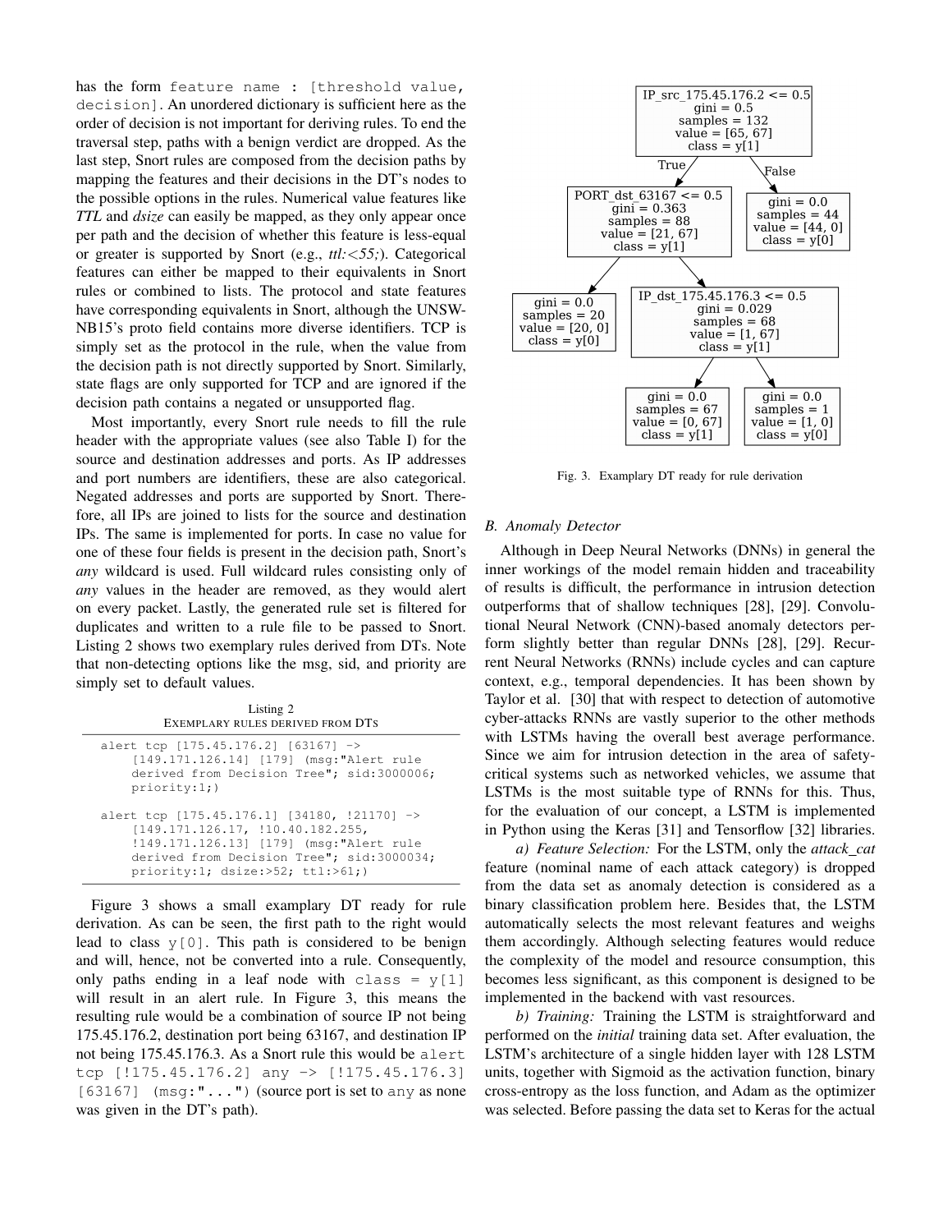has the form `feature name : [threshold value, decision]`. An unordered dictionary is sufficient here as the order of decision is not important for deriving rules. To end the traversal step, paths with a benign verdict are dropped. As the last step, Snort rules are composed from the decision paths by mapping the features and their decisions in the DT's nodes to the possible options in the rules. Numerical value features like *TTL* and *dsize* can easily be mapped, as they only appear once per path and the decision of whether this feature is less-equal or greater is supported by Snort (e.g., *ttl:<55;*). Categorical features can either be mapped to their equivalents in Snort rules or combined to lists. The protocol and state features have corresponding equivalents in Snort, although the UNSW-NB15's proto field contains more diverse identifiers. TCP is simply set as the protocol in the rule, when the value from the decision path is not directly supported by Snort. Similarly, state flags are only supported for TCP and are ignored if the decision path contains a negated or unsupported flag.

Most importantly, every Snort rule needs to fill the rule header with the appropriate values (see also Table I) for the source and destination addresses and ports. As IP addresses and port numbers are identifiers, these are also categorical. Negated addresses and ports are supported by Snort. Therefore, all IPs are joined to lists for the source and destination IPs. The same is implemented for ports. In case no value for one of these four fields is present in the decision path, Snort's *any* wildcard is used. Full wildcard rules consisting only of *any* values in the header are removed, as they would alert on every packet. Lastly, the generated rule set is filtered for duplicates and written to a rule file to be passed to Snort. Listing 2 shows two exemplary rules derived from DTs. Note that non-detecting options like the msg, sid, and priority are simply set to default values.

Listing 2
EXEMPLARY RULES DERIVED FROM DTS

```
alert tcp [175.45.176.2] [63167] ->
    [149.171.126.14] [179] (msg:"Alert rule
    derived from Decision Tree"; sid:3000006;
    priority:1;)

alert tcp [175.45.176.1] [34180, !21170] ->
    [149.171.126.17, !10.40.182.255,
    !149.171.126.13] [179] (msg:"Alert rule
    derived from Decision Tree"; sid:3000034;
    priority:1; dsize:>52; ttl:>61;)
```

Figure 3 shows a small examplary DT ready for rule derivation. As can be seen, the first path to the right would lead to class `y[0]`. This path is considered to be benign and will, hence, not be converted into a rule. Consequently, only paths ending in a leaf node with `class = y[1]` will result in an alert rule. In Figure 3, this means the resulting rule would be a combination of source IP not being 175.45.176.2, destination port being 63167, and destination IP not being 175.45.176.3. As a Snort rule this would be `alert tcp [!175.45.176.2] any -> [!175.45.176.3] [63167] (msg:"...")` (source port is set to `any` as none was given in the DT's path).

```
IP_src_175.45.176.2 <= 0.5
gini = 0.5
samples = 132
value = [65, 67]
class = y[1]
├── True: PORT_dst_63167 <= 0.5
│         gini = 0.363
│         samples = 88
│         value = [21, 67]
│         class = y[1]
│   ├── gini = 0.0
│   │   samples = 20
│   │   value = [20, 0]
│   │   class = y[0]
│   └── IP_dst_175.45.176.3 <= 0.5
│       gini = 0.029
│       samples = 68
│       value = [1, 67]
│       class = y[1]
│       ├── gini = 0.0
│       │   samples = 67
│       │   value = [0, 67]
│       │   class = y[1]
│       └── gini = 0.0
│           samples = 1
│           value = [1, 0]
│           class = y[0]
└── False: gini = 0.0
           samples = 44
           value = [44, 0]
           class = y[0]
```

Fig. 3. Examplary DT ready for rule derivation

### B. Anomaly Detector

Although in Deep Neural Networks (DNNs) in general the inner workings of the model remain hidden and traceability of results is difficult, the performance in intrusion detection outperforms that of shallow techniques [28], [29]. Convolutional Neural Network (CNN)-based anomaly detectors perform slightly better than regular DNNs [28], [29]. Recurrent Neural Networks (RNNs) include cycles and can capture context, e.g., temporal dependencies. It has been shown by Taylor et al. [30] that with respect to detection of automotive cyber-attacks RNNs are vastly superior to the other methods with LSTMs having the overall best average performance. Since we aim for intrusion detection in the area of safety-critical systems such as networked vehicles, we assume that LSTMs is the most suitable type of RNNs for this. Thus, for the evaluation of our concept, a LSTM is implemented in Python using the Keras [31] and Tensorflow [32] libraries.

*a) Feature Selection:* For the LSTM, only the *attack_cat* feature (nominal name of each attack category) is dropped from the data set as anomaly detection is considered as a binary classification problem here. Besides that, the LSTM automatically selects the most relevant features and weighs them accordingly. Although selecting features would reduce the complexity of the model and resource consumption, this becomes less significant, as this component is designed to be implemented in the backend with vast resources.

*b) Training:* Training the LSTM is straightforward and performed on the *initial* training data set. After evaluation, the LSTM's architecture of a single hidden layer with 128 LSTM units, together with Sigmoid as the activation function, binary cross-entropy as the loss function, and Adam as the optimizer was selected. Before passing the data set to Keras for the actual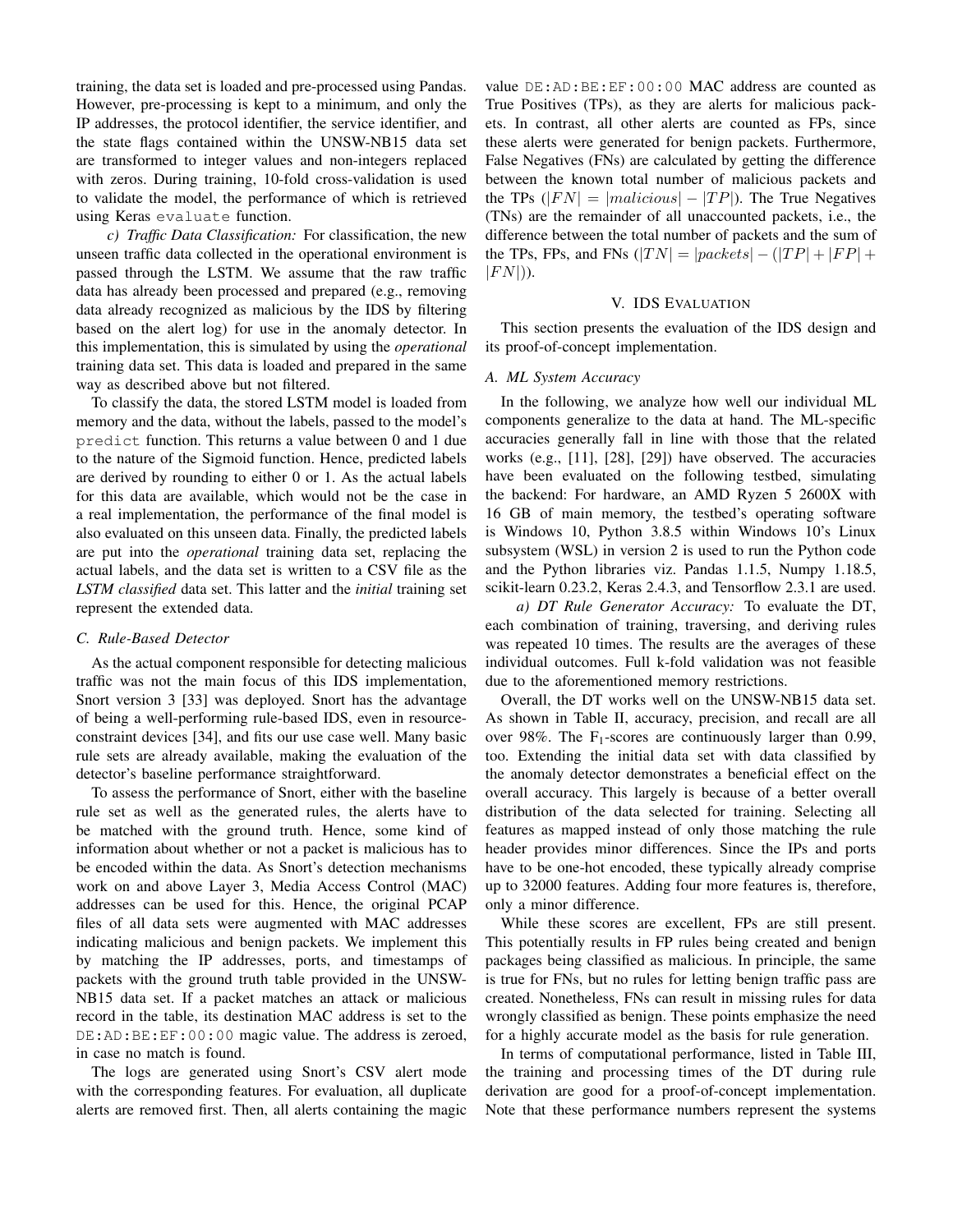training, the data set is loaded and pre-processed using Pandas. However, pre-processing is kept to a minimum, and only the IP addresses, the protocol identifier, the service identifier, and the state flags contained within the UNSW-NB15 data set are transformed to integer values and non-integers replaced with zeros. During training, 10-fold cross-validation is used to validate the model, the performance of which is retrieved using Keras `evaluate` function.

*c) Traffic Data Classification:* For classification, the new unseen traffic data collected in the operational environment is passed through the LSTM. We assume that the raw traffic data has already been processed and prepared (e.g., removing data already recognized as malicious by the IDS by filtering based on the alert log) for use in the anomaly detector. In this implementation, this is simulated by using the *operational* training data set. This data is loaded and prepared in the same way as described above but not filtered.

To classify the data, the stored LSTM model is loaded from memory and the data, without the labels, passed to the model's `predict` function. This returns a value between 0 and 1 due to the nature of the Sigmoid function. Hence, predicted labels are derived by rounding to either 0 or 1. As the actual labels for this data are available, which would not be the case in a real implementation, the performance of the final model is also evaluated on this unseen data. Finally, the predicted labels are put into the *operational* training data set, replacing the actual labels, and the data set is written to a CSV file as the *LSTM classified* data set. This latter and the *initial* training set represent the extended data.

### C. Rule-Based Detector

As the actual component responsible for detecting malicious traffic was not the main focus of this IDS implementation, Snort version 3 [33] was deployed. Snort has the advantage of being a well-performing rule-based IDS, even in resource-constraint devices [34], and fits our use case well. Many basic rule sets are already available, making the evaluation of the detector's baseline performance straightforward.

To assess the performance of Snort, either with the baseline rule set as well as the generated rules, the alerts have to be matched with the ground truth. Hence, some kind of information about whether or not a packet is malicious has to be encoded within the data. As Snort's detection mechanisms work on and above Layer 3, Media Access Control (MAC) addresses can be used for this. Hence, the original PCAP files of all data sets were augmented with MAC addresses indicating malicious and benign packets. We implement this by matching the IP addresses, ports, and timestamps of packets with the ground truth table provided in the UNSW-NB15 data set. If a packet matches an attack or malicious record in the table, its destination MAC address is set to the `DE:AD:BE:EF:00:00` magic value. The address is zeroed, in case no match is found.

The logs are generated using Snort's CSV alert mode with the corresponding features. For evaluation, all duplicate alerts are removed first. Then, all alerts containing the magic value `DE:AD:BE:EF:00:00` MAC address are counted as True Positives (TPs), as they are alerts for malicious packets. In contrast, all other alerts are counted as FPs, since these alerts were generated for benign packets. Furthermore, False Negatives (FNs) are calculated by getting the difference between the known total number of malicious packets and the TPs ($|FN| = |malicious| - |TP|$). The True Negatives (TNs) are the remainder of all unaccounted packets, i.e., the difference between the total number of packets and the sum of the TPs, FPs, and FNs ($|TN| = |packets| - (|TP| + |FP| + |FN|)$).

## V. IDS Evaluation

This section presents the evaluation of the IDS design and its proof-of-concept implementation.

### A. ML System Accuracy

In the following, we analyze how well our individual ML components generalize to the data at hand. The ML-specific accuracies generally fall in line with those that the related works (e.g., [11], [28], [29]) have observed. The accuracies have been evaluated on the following testbed, simulating the backend: For hardware, an AMD Ryzen 5 2600X with 16 GB of main memory, the testbed's operating software is Windows 10, Python 3.8.5 within Windows 10's Linux subsystem (WSL) in version 2 is used to run the Python code and the Python libraries viz. Pandas 1.1.5, Numpy 1.18.5, scikit-learn 0.23.2, Keras 2.4.3, and Tensorflow 2.3.1 are used.

*a) DT Rule Generator Accuracy:* To evaluate the DT, each combination of training, traversing, and deriving rules was repeated 10 times. The results are the averages of these individual outcomes. Full k-fold validation was not feasible due to the aforementioned memory restrictions.

Overall, the DT works well on the UNSW-NB15 data set. As shown in Table II, accuracy, precision, and recall are all over 98%. The $F_1$-scores are continuously larger than 0.99, too. Extending the initial data set with data classified by the anomaly detector demonstrates a beneficial effect on the overall accuracy. This largely is because of a better overall distribution of the data selected for training. Selecting all features as mapped instead of only those matching the rule header provides minor differences. Since the IPs and ports have to be one-hot encoded, these typically already comprise up to 32000 features. Adding four more features is, therefore, only a minor difference.

While these scores are excellent, FPs are still present. This potentially results in FP rules being created and benign packages being classified as malicious. In principle, the same is true for FNs, but no rules for letting benign traffic pass are created. Nonetheless, FNs can result in missing rules for data wrongly classified as benign. These points emphasize the need for a highly accurate model as the basis for rule generation.

In terms of computational performance, listed in Table III, the training and processing times of the DT during rule derivation are good for a proof-of-concept implementation. Note that these performance numbers represent the systems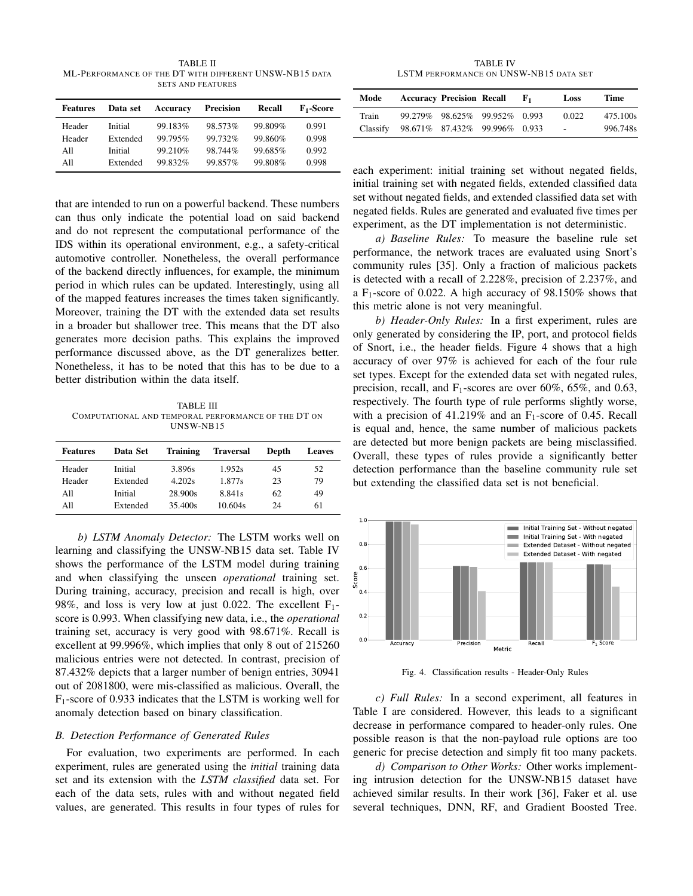TABLE II
ML-PERFORMANCE OF THE DT WITH DIFFERENT UNSW-NB15 DATA SETS AND FEATURES

| Features | Data set | Accuracy | Precision | Recall | $F_1$-Score |
|---|---|---|---|---|---|
| Header | Initial | 99.183% | 98.573% | 99.809% | 0.991 |
| Header | Extended | 99.795% | 99.732% | 99.860% | 0.998 |
| All | Initial | 99.210% | 98.744% | 99.685% | 0.992 |
| All | Extended | 99.832% | 99.857% | 99.808% | 0.998 |

that are intended to run on a powerful backend. These numbers can thus only indicate the potential load on said backend and do not represent the computational performance of the IDS within its operational environment, e.g., a safety-critical automotive controller. Nonetheless, the overall performance of the backend directly influences, for example, the minimum period in which rules can be updated. Interestingly, using all of the mapped features increases the times taken significantly. Moreover, training the DT with the extended data set results in a broader but shallower tree. This means that the DT also generates more decision paths. This explains the improved performance discussed above, as the DT generalizes better. Nonetheless, it has to be noted that this has to be due to a better distribution within the data itself.

TABLE III
COMPUTATIONAL AND TEMPORAL PERFORMANCE OF THE DT ON UNSW-NB15

| Features | Data Set | Training | Traversal | Depth | Leaves |
|---|---|---|---|---|---|
| Header | Initial | 3.896s | 1.952s | 45 | 52 |
| Header | Extended | 4.202s | 1.877s | 23 | 79 |
| All | Initial | 28.900s | 8.841s | 62 | 49 |
| All | Extended | 35.400s | 10.604s | 24 | 61 |

*b) LSTM Anomaly Detector:* The LSTM works well on learning and classifying the UNSW-NB15 data set. Table IV shows the performance of the LSTM model during training and when classifying the unseen *operational* training set. During training, accuracy, precision and recall is high, over 98%, and loss is very low at just 0.022. The excellent $F_1$-score is 0.993. When classifying new data, i.e., the *operational* training set, accuracy is very good with 98.671%. Recall is excellent at 99.996%, which implies that only 8 out of 215260 malicious entries were not detected. In contrast, precision of 87.432% depicts that a larger number of benign entries, 30941 out of 2081800, were mis-classified as malicious. Overall, the $F_1$-score of 0.933 indicates that the LSTM is working well for anomaly detection based on binary classification.

### B. Detection Performance of Generated Rules

For evaluation, two experiments are performed. In each experiment, rules are generated using the *initial* training data set and its extension with the *LSTM classified* data set. For each of the data sets, rules with and without negated field values, are generated. This results in four types of rules for each experiment: initial training set without negated fields, initial training set with negated fields, extended classified data set without negated fields, and extended classified data set with negated fields. Rules are generated and evaluated five times per experiment, as the DT implementation is not deterministic.

TABLE IV
LSTM PERFORMANCE ON UNSW-NB15 DATA SET

| Mode | Accuracy | Precision | Recall | $F_1$ | Loss | Time |
|---|---|---|---|---|---|---|
| Train | 99.279% | 98.625% | 99.952% | 0.993 | 0.022 | 475.100s |
| Classify | 98.671% | 87.432% | 99.996% | 0.933 | - | 996.748s |

*a) Baseline Rules:* To measure the baseline rule set performance, the network traces are evaluated using Snort's community rules [35]. Only a fraction of malicious packets is detected with a recall of 2.228%, precision of 2.237%, and a $F_1$-score of 0.022. A high accuracy of 98.150% shows that this metric alone is not very meaningful.

*b) Header-Only Rules:* In a first experiment, rules are only generated by considering the IP, port, and protocol fields of Snort, i.e., the header fields. Figure 4 shows that a high accuracy of over 97% is achieved for each of the four rule set types. Except for the extended data set with negated rules, precision, recall, and $F_1$-scores are over 60%, 65%, and 0.63, respectively. The fourth type of rule performs slightly worse, with a precision of 41.219% and an $F_1$-score of 0.45. Recall is equal and, hence, the same number of malicious packets are detected but more benign packets are being misclassified. Overall, these types of rules provide a significantly better detection performance than the baseline community rule set but extending the classified data set is not beneficial.

Fig. 4. Classification results - Header-Only Rules

*c) Full Rules:* In a second experiment, all features in Table I are considered. However, this leads to a significant decrease in performance compared to header-only rules. One possible reason is that the non-payload rule options are too generic for precise detection and simply fit too many packets.

*d) Comparison to Other Works:* Other works implementing intrusion detection for the UNSW-NB15 dataset have achieved similar results. In their work [36], Faker et al. use several techniques, DNN, RF, and Gradient Boosted Tree.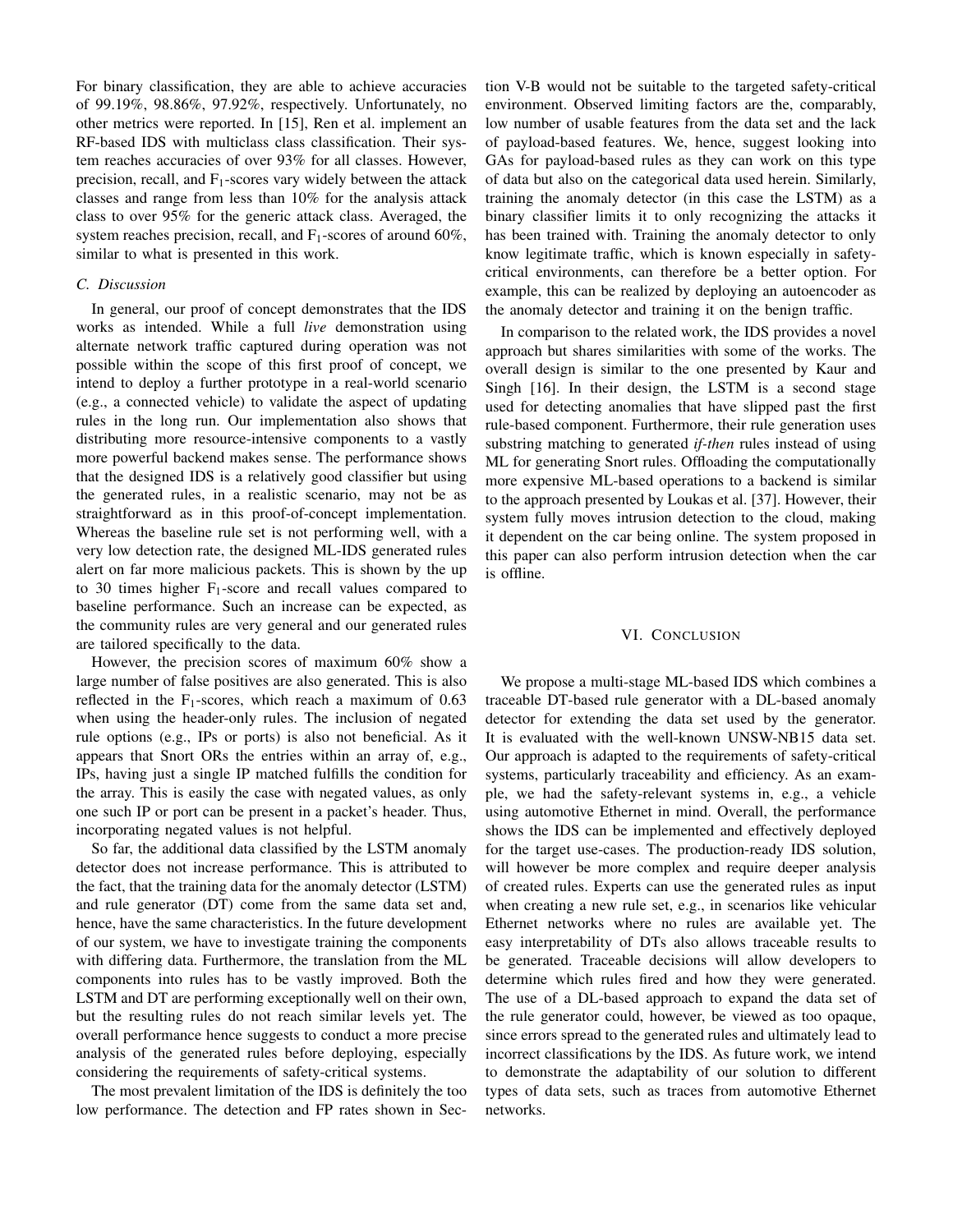For binary classification, they are able to achieve accuracies of 99.19%, 98.86%, 97.92%, respectively. Unfortunately, no other metrics were reported. In [15], Ren et al. implement an RF-based IDS with multiclass class classification. Their system reaches accuracies of over 93% for all classes. However, precision, recall, and $F_1$-scores vary widely between the attack classes and range from less than 10% for the analysis attack class to over 95% for the generic attack class. Averaged, the system reaches precision, recall, and $F_1$-scores of around 60%, similar to what is presented in this work.

### C. Discussion

In general, our proof of concept demonstrates that the IDS works as intended. While a full *live* demonstration using alternate network traffic captured during operation was not possible within the scope of this first proof of concept, we intend to deploy a further prototype in a real-world scenario (e.g., a connected vehicle) to validate the aspect of updating rules in the long run. Our implementation also shows that distributing more resource-intensive components to a vastly more powerful backend makes sense. The performance shows that the designed IDS is a relatively good classifier but using the generated rules, in a realistic scenario, may not be as straightforward as in this proof-of-concept implementation. Whereas the baseline rule set is not performing well, with a very low detection rate, the designed ML-IDS generated rules alert on far more malicious packets. This is shown by the up to 30 times higher $F_1$-score and recall values compared to baseline performance. Such an increase can be expected, as the community rules are very general and our generated rules are tailored specifically to the data.

However, the precision scores of maximum 60% show a large number of false positives are also generated. This is also reflected in the $F_1$-scores, which reach a maximum of 0.63 when using the header-only rules. The inclusion of negated rule options (e.g., IPs or ports) is also not beneficial. As it appears that Snort ORs the entries within an array of, e.g., IPs, having just a single IP matched fulfills the condition for the array. This is easily the case with negated values, as only one such IP or port can be present in a packet's header. Thus, incorporating negated values is not helpful.

So far, the additional data classified by the LSTM anomaly detector does not increase performance. This is attributed to the fact, that the training data for the anomaly detector (LSTM) and rule generator (DT) come from the same data set and, hence, have the same characteristics. In the future development of our system, we have to investigate training the components with differing data. Furthermore, the translation from the ML components into rules has to be vastly improved. Both the LSTM and DT are performing exceptionally well on their own, but the resulting rules do not reach similar levels yet. The overall performance hence suggests to conduct a more precise analysis of the generated rules before deploying, especially considering the requirements of safety-critical systems.

The most prevalent limitation of the IDS is definitely the too low performance. The detection and FP rates shown in Section V-B would not be suitable to the targeted safety-critical environment. Observed limiting factors are the, comparably, low number of usable features from the data set and the lack of payload-based features. We, hence, suggest looking into GAs for payload-based rules as they can work on this type of data but also on the categorical data used herein. Similarly, training the anomaly detector (in this case the LSTM) as a binary classifier limits it to only recognizing the attacks it has been trained with. Training the anomaly detector to only know legitimate traffic, which is known especially in safety-critical environments, can therefore be a better option. For example, this can be realized by deploying an autoencoder as the anomaly detector and training it on the benign traffic.

In comparison to the related work, the IDS provides a novel approach but shares similarities with some of the works. The overall design is similar to the one presented by Kaur and Singh [16]. In their design, the LSTM is a second stage used for detecting anomalies that have slipped past the first rule-based component. Furthermore, their rule generation uses substring matching to generated *if-then* rules instead of using ML for generating Snort rules. Offloading the computationally more expensive ML-based operations to a backend is similar to the approach presented by Loukas et al. [37]. However, their system fully moves intrusion detection to the cloud, making it dependent on the car being online. The system proposed in this paper can also perform intrusion detection when the car is offline.

## VI. Conclusion

We propose a multi-stage ML-based IDS which combines a traceable DT-based rule generator with a DL-based anomaly detector for extending the data set used by the generator. It is evaluated with the well-known UNSW-NB15 data set. Our approach is adapted to the requirements of safety-critical systems, particularly traceability and efficiency. As an example, we had the safety-relevant systems in, e.g., a vehicle using automotive Ethernet in mind. Overall, the performance shows the IDS can be implemented and effectively deployed for the target use-cases. The production-ready IDS solution, will however be more complex and require deeper analysis of created rules. Experts can use the generated rules as input when creating a new rule set, e.g., in scenarios like vehicular Ethernet networks where no rules are available yet. The easy interpretability of DTs also allows traceable results to be generated. Traceable decisions will allow developers to determine which rules fired and how they were generated. The use of a DL-based approach to expand the data set of the rule generator could, however, be viewed as too opaque, since errors spread to the generated rules and ultimately lead to incorrect classifications by the IDS. As future work, we intend to demonstrate the adaptability of our solution to different types of data sets, such as traces from automotive Ethernet networks.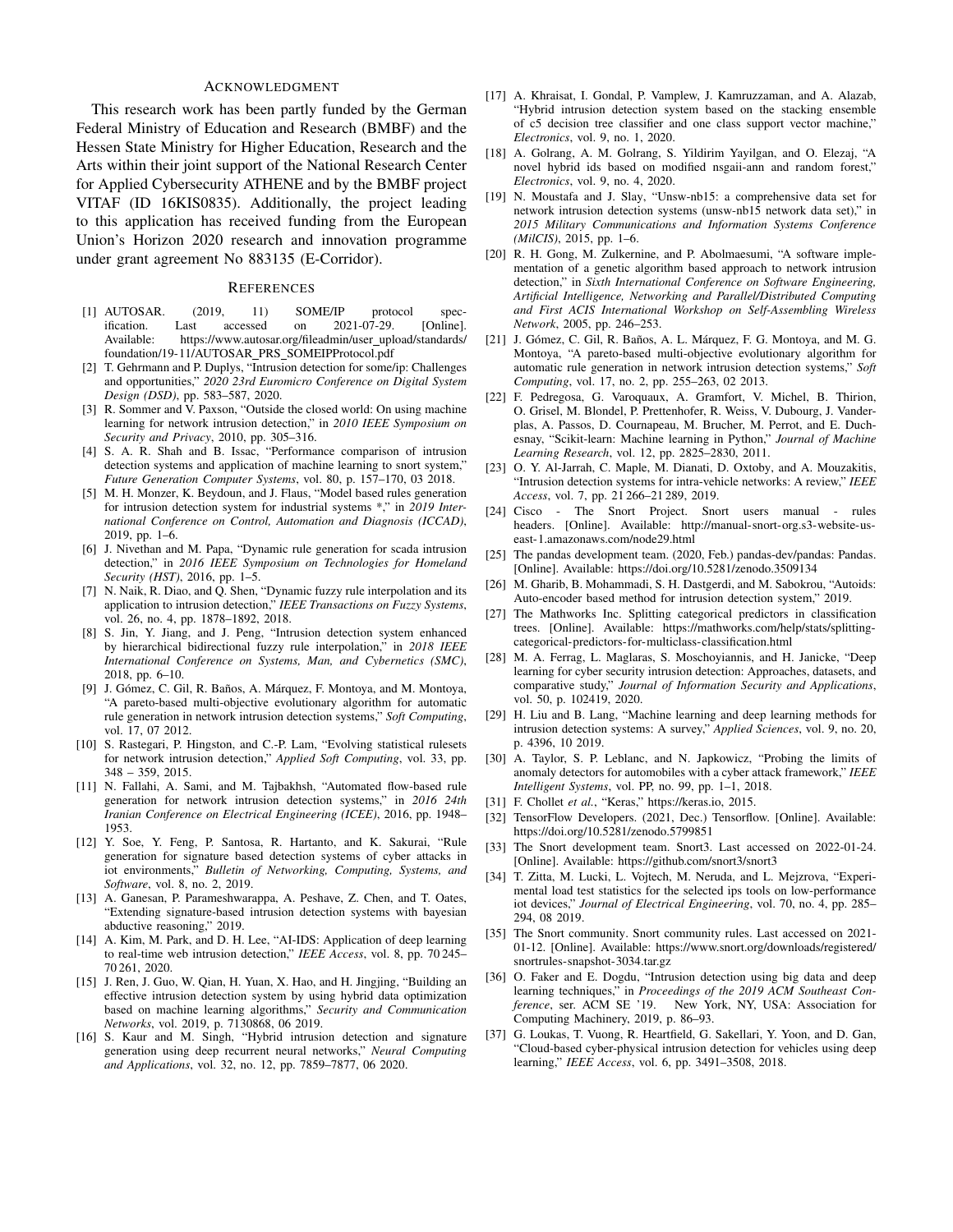## Acknowledgment

This research work has been partly funded by the German Federal Ministry of Education and Research (BMBF) and the Hessen State Ministry for Higher Education, Research and the Arts within their joint support of the National Research Center for Applied Cybersecurity ATHENE and by the BMBF project VITAF (ID 16KIS0835). Additionally, the project leading to this application has received funding from the European Union's Horizon 2020 research and innovation programme under grant agreement No 883135 (E-Corridor).

## References

[1] AUTOSAR. (2019, 11) SOME/IP protocol specification. Last accessed on 2021-07-29. [Online]. Available: https://www.autosar.org/fileadmin/user_upload/standards/foundation/19-11/AUTOSAR_PRS_SOMEIPProtocol.pdf

[2] T. Gehrmann and P. Duplys, "Intrusion detection for some/ip: Challenges and opportunities," *2020 23rd Euromicro Conference on Digital System Design (DSD)*, pp. 583–587, 2020.

[3] R. Sommer and V. Paxson, "Outside the closed world: On using machine learning for network intrusion detection," in *2010 IEEE Symposium on Security and Privacy*, 2010, pp. 305–316.

[4] S. A. R. Shah and B. Issac, "Performance comparison of intrusion detection systems and application of machine learning to snort system," *Future Generation Computer Systems*, vol. 80, p. 157–170, 03 2018.

[5] M. H. Monzer, K. Beydoun, and J. Flaus, "Model based rules generation for intrusion detection system for industrial systems *," in *2019 International Conference on Control, Automation and Diagnosis (ICCAD)*, 2019, pp. 1–6.

[6] J. Nivethan and M. Papa, "Dynamic rule generation for scada intrusion detection," in *2016 IEEE Symposium on Technologies for Homeland Security (HST)*, 2016, pp. 1–5.

[7] N. Naik, R. Diao, and Q. Shen, "Dynamic fuzzy rule interpolation and its application to intrusion detection," *IEEE Transactions on Fuzzy Systems*, vol. 26, no. 4, pp. 1878–1892, 2018.

[8] S. Jin, Y. Jiang, and J. Peng, "Intrusion detection system enhanced by hierarchical bidirectional fuzzy rule interpolation," in *2018 IEEE International Conference on Systems, Man, and Cybernetics (SMC)*, 2018, pp. 6–10.

[9] J. Gómez, C. Gil, R. Baños, A. Márquez, F. Montoya, and M. Montoya, "A pareto-based multi-objective evolutionary algorithm for automatic rule generation in network intrusion detection systems," *Soft Computing*, vol. 17, 07 2012.

[10] S. Rastegari, P. Hingston, and C.-P. Lam, "Evolving statistical rulesets for network intrusion detection," *Applied Soft Computing*, vol. 33, pp. 348 – 359, 2015.

[11] N. Fallahi, A. Sami, and M. Tajbakhsh, "Automated flow-based rule generation for network intrusion detection systems," in *2016 24th Iranian Conference on Electrical Engineering (ICEE)*, 2016, pp. 1948–1953.

[12] Y. Soe, Y. Feng, P. Santosa, R. Hartanto, and K. Sakurai, "Rule generation for signature based detection systems of cyber attacks in iot environments," *Bulletin of Networking, Computing, Systems, and Software*, vol. 8, no. 2, 2019.

[13] A. Ganesan, P. Parameshwarappa, A. Peshave, Z. Chen, and T. Oates, "Extending signature-based intrusion detection systems with bayesian abductive reasoning," 2019.

[14] A. Kim, M. Park, and D. H. Lee, "AI-IDS: Application of deep learning to real-time web intrusion detection," *IEEE Access*, vol. 8, pp. 70 245–70 261, 2020.

[15] J. Ren, J. Guo, W. Qian, H. Yuan, X. Hao, and H. Jingjing, "Building an effective intrusion detection system by using hybrid data optimization based on machine learning algorithms," *Security and Communication Networks*, vol. 2019, p. 7130868, 06 2019.

[16] S. Kaur and M. Singh, "Hybrid intrusion detection and signature generation using deep recurrent neural networks," *Neural Computing and Applications*, vol. 32, no. 12, pp. 7859–7877, 06 2020.

[17] A. Khraisat, I. Gondal, P. Vamplew, J. Kamruzzaman, and A. Alazab, "Hybrid intrusion detection system based on the stacking ensemble of c5 decision tree classifier and one class support vector machine," *Electronics*, vol. 9, no. 1, 2020.

[18] A. Golrang, A. M. Golrang, S. Yildirim Yayilgan, and O. Elezaj, "A novel hybrid ids based on modified nsgaii-ann and random forest," *Electronics*, vol. 9, no. 4, 2020.

[19] N. Moustafa and J. Slay, "Unsw-nb15: a comprehensive data set for network intrusion detection systems (unsw-nb15 network data set)," in *2015 Military Communications and Information Systems Conference (MilCIS)*, 2015, pp. 1–6.

[20] R. H. Gong, M. Zulkernine, and P. Abolmaesumi, "A software implementation of a genetic algorithm based approach to network intrusion detection," in *Sixth International Conference on Software Engineering, Artificial Intelligence, Networking and Parallel/Distributed Computing and First ACIS International Workshop on Self-Assembling Wireless Network*, 2005, pp. 246–253.

[21] J. Gómez, C. Gil, R. Baños, A. L. Márquez, F. G. Montoya, and M. G. Montoya, "A pareto-based multi-objective evolutionary algorithm for automatic rule generation in network intrusion detection systems," *Soft Computing*, vol. 17, no. 2, pp. 255–263, 02 2013.

[22] F. Pedregosa, G. Varoquaux, A. Gramfort, V. Michel, B. Thirion, O. Grisel, M. Blondel, P. Prettenhofer, R. Weiss, V. Dubourg, J. Vanderplas, A. Passos, D. Cournapeau, M. Brucher, M. Perrot, and E. Duchesnay, "Scikit-learn: Machine learning in Python," *Journal of Machine Learning Research*, vol. 12, pp. 2825–2830, 2011.

[23] O. Y. Al-Jarrah, C. Maple, M. Dianati, D. Oxtoby, and A. Mouzakitis, "Intrusion detection systems for intra-vehicle networks: A review," *IEEE Access*, vol. 7, pp. 21 266–21 289, 2019.

[24] Cisco - The Snort Project. Snort users manual - rules headers. [Online]. Available: http://manual-snort-org.s3-website-us-east-1.amazonaws.com/node29.html

[25] The pandas development team. (2020, Feb.) pandas-dev/pandas: Pandas. [Online]. Available: https://doi.org/10.5281/zenodo.3509134

[26] M. Gharib, B. Mohammadi, S. H. Dastgerdi, and M. Sabokrou, "Autoids: Auto-encoder based method for intrusion detection system," 2019.

[27] The Mathworks Inc. Splitting categorical predictors in classification trees. [Online]. Available: https://mathworks.com/help/stats/splitting-categorical-predictors-for-multiclass-classification.html

[28] M. A. Ferrag, L. Maglaras, S. Moschoyiannis, and H. Janicke, "Deep learning for cyber security intrusion detection: Approaches, datasets, and comparative study," *Journal of Information Security and Applications*, vol. 50, p. 102419, 2020.

[29] H. Liu and B. Lang, "Machine learning and deep learning methods for intrusion detection systems: A survey," *Applied Sciences*, vol. 9, no. 20, p. 4396, 10 2019.

[30] A. Taylor, S. P. Leblanc, and N. Japkowicz, "Probing the limits of anomaly detectors for automobiles with a cyber attack framework," *IEEE Intelligent Systems*, vol. PP, no. 99, pp. 1–1, 2018.

[31] F. Chollet *et al.*, "Keras," https://keras.io, 2015.

[32] TensorFlow Developers. (2021, Dec.) Tensorflow. [Online]. Available: https://doi.org/10.5281/zenodo.5799851

[33] The Snort development team. Snort3. Last accessed on 2022-01-24. [Online]. Available: https://github.com/snort3/snort3

[34] T. Zitta, M. Lucki, L. Vojtech, M. Neruda, and L. Mejzrova, "Experimental load test statistics for the selected ips tools on low-performance iot devices," *Journal of Electrical Engineering*, vol. 70, no. 4, pp. 285–294, 08 2019.

[35] The Snort community. Snort community rules. Last accessed on 2021-01-12. [Online]. Available: https://www.snort.org/downloads/registered/snortrules-snapshot-3034.tar.gz

[36] O. Faker and E. Dogdu, "Intrusion detection using big data and deep learning techniques," in *Proceedings of the 2019 ACM Southeast Conference*, ser. ACM SE '19. New York, NY, USA: Association for Computing Machinery, 2019, p. 86–93.

[37] G. Loukas, T. Vuong, R. Heartfield, G. Sakellari, Y. Yoon, and D. Gan, "Cloud-based cyber-physical intrusion detection for vehicles using deep learning," *IEEE Access*, vol. 6, pp. 3491–3508, 2018.